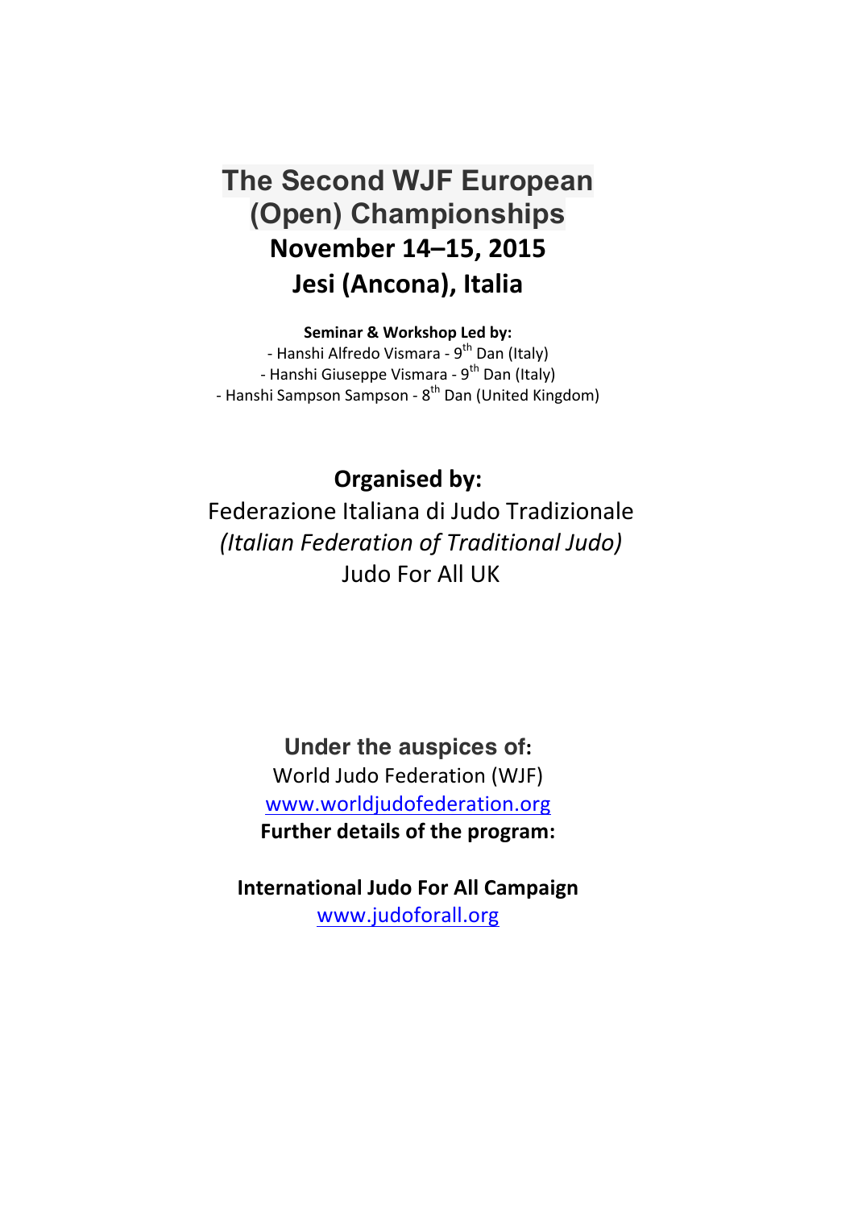# The Second WJF European (Open) Championships

## November 14–15, 2015

## Jesi (Ancona), Italia

**Seminar & Workshop Led by:**

- Hanshi Alfredo Vismara - 9th Dan (Italy)
- Hanshi Giuseppe Vismara - 9th Dan (Italy)
- Hanshi Sampson Sampson - 8th Dan (United Kingdom)

**Organised by:**

Federazione Italiana di Judo Tradizionale

*(Italian Federation of Traditional Judo)*

Judo For All UK

**Under the auspices of:**

World Judo Federation (WJF)

www.worldjudofederation.org

**Further details of the program:**

**International Judo For All Campaign**

www.judoforall.org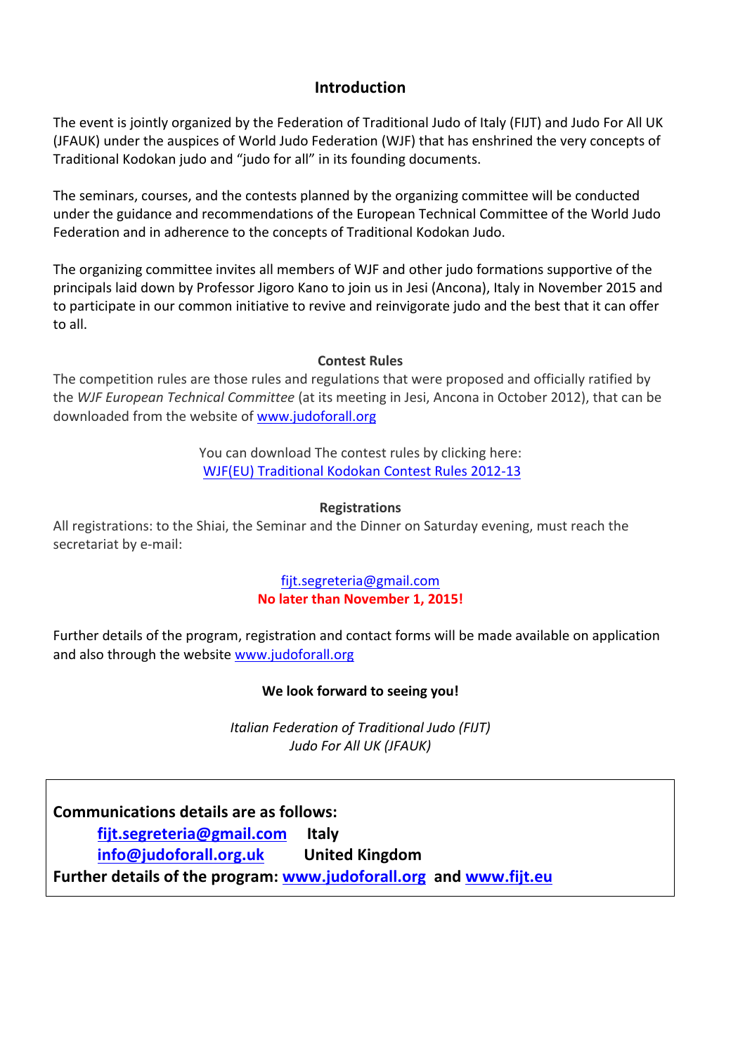## Introduction

The event is jointly organized by the Federation of Traditional Judo of Italy (FIJT) and Judo For All UK (JFAUK) under the auspices of World Judo Federation (WJF) that has enshrined the very concepts of Traditional Kodokan judo and "judo for all" in its founding documents.

The seminars, courses, and the contests planned by the organizing committee will be conducted under the guidance and recommendations of the European Technical Committee of the World Judo Federation and in adherence to the concepts of Traditional Kodokan Judo.

The organizing committee invites all members of WJF and other judo formations supportive of the principals laid down by Professor Jigoro Kano to join us in Jesi (Ancona), Italy in November 2015 and to participate in our common initiative to revive and reinvigorate judo and the best that it can offer to all.

### Contest Rules

The competition rules are those rules and regulations that were proposed and officially ratified by the *WJF European Technical Committee* (at its meeting in Jesi, Ancona in October 2012), that can be downloaded from the website of [www.judoforall.org](http://www.judoforall.org)

You can download The contest rules by clicking here:
[WJF(EU) Traditional Kodokan Contest Rules 2012-13]()

### Registrations

All registrations: to the Shiai, the Seminar and the Dinner on Saturday evening, must reach the secretariat by e-mail:

[fijt.segreteria@gmail.com](mailto:fijt.segreteria@gmail.com)
**No later than November 1, 2015!**

Further details of the program, registration and contact forms will be made available on application and also through the website [www.judoforall.org](http://www.judoforall.org)

**We look forward to seeing you!**

*Italian Federation of Traditional Judo (FIJT)*
*Judo For All UK (JFAUK)*

**Communications details are as follows:**

**[fijt.segreteria@gmail.com](mailto:fijt.segreteria@gmail.com) Italy**
**[info@judoforall.org.uk](mailto:info@judoforall.org.uk) United Kingdom**

**Further details of the program: [www.judoforall.org](http://www.judoforall.org) and [www.fijt.eu](http://www.fijt.eu)**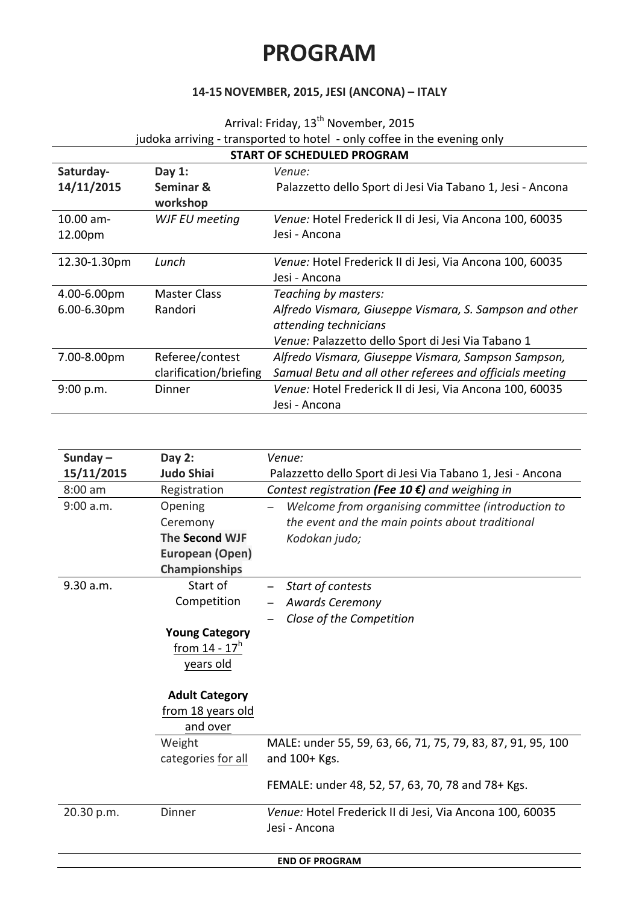# PROGRAM

**14-15 NOVEMBER, 2015, JESI (ANCONA) – ITALY**

Arrival: Friday, 13th November, 2015

judoka arriving - transported to hotel - only coffee in the evening only

| **START OF SCHEDULED PROGRAM** | | |
|---|---|---|
| **Saturday-14/11/2015** | **Day 1: Seminar & workshop** | *Venue:* Palazzetto dello Sport di Jesi Via Tabano 1, Jesi - Ancona |
| 10.00 am-12.00pm | *WJF EU meeting* | *Venue:* Hotel Frederick II di Jesi, Via Ancona 100, 60035 Jesi - Ancona |
| 12.30-1.30pm | *Lunch* | *Venue:* Hotel Frederick II di Jesi, Via Ancona 100, 60035 Jesi - Ancona |
| 4.00-6.00pm<br>6.00-6.30pm | Master Class<br>Randori | *Teaching by masters:*<br>*Alfredo Vismara, Giuseppe Vismara, S. Sampson and other attending technicians*<br>*Venue:* Palazzetto dello Sport di Jesi Via Tabano 1 |
| 7.00-8.00pm | Referee/contest clarification/briefing | *Alfredo Vismara, Giuseppe Vismara, Sampson Sampson, Samual Betu and all other referees and officials meeting* |
| 9:00 p.m. | Dinner | *Venue:* Hotel Frederick II di Jesi, Via Ancona 100, 60035 Jesi - Ancona |

| **Sunday – 15/11/2015** | **Day 2: Judo Shiai** | *Venue:* Palazzetto dello Sport di Jesi Via Tabano 1, Jesi - Ancona |
|---|---|---|
| 8:00 am | Registration | *Contest registration **(Fee 10 €)** and weighing in* |
| 9:00 a.m. | Opening Ceremony **The Second WJF European (Open) Championships** | – *Welcome from organising committee (introduction to the event and the main points about traditional Kodokan judo;* |
| 9.30 a.m. | Start of Competition<br><br>**Young Category** from 14 - 17h years old<br><br>**Adult Category** from 18 years old and over | – *Start of contests*<br>– *Awards Ceremony*<br>– *Close of the Competition* |
| | Weight categories for all | MALE: under 55, 59, 63, 66, 71, 75, 79, 83, 87, 91, 95, 100 and 100+ Kgs.<br><br>FEMALE: under 48, 52, 57, 63, 70, 78 and 78+ Kgs. |
| 20.30 p.m. | Dinner | *Venue:* Hotel Frederick II di Jesi, Via Ancona 100, 60035 Jesi - Ancona |

**END OF PROGRAM**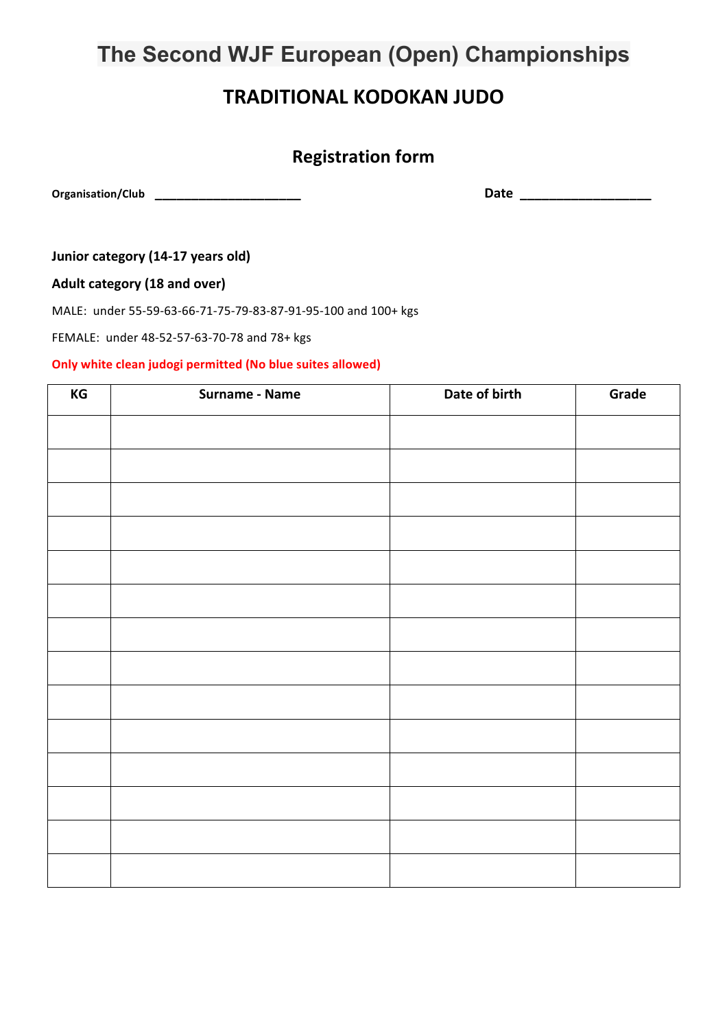# The Second WJF European (Open) Championships

## TRADITIONAL KODOKAN JUDO

### Registration form

**Organisation/Club** ______________________ **Date** ___________________

**Junior category (14-17 years old)**

**Adult category (18 and over)**

MALE: under 55-59-63-66-71-75-79-83-87-91-95-100 and 100+ kgs

FEMALE: under 48-52-57-63-70-78 and 78+ kgs

**Only white clean judogi permitted (No blue suites allowed)**

| KG | Surname - Name | Date of birth | Grade |
|---|---|---|---|
| | | | |
| | | | |
| | | | |
| | | | |
| | | | |
| | | | |
| | | | |
| | | | |
| | | | |
| | | | |
| | | | |
| | | | |
| | | | |
| | | | |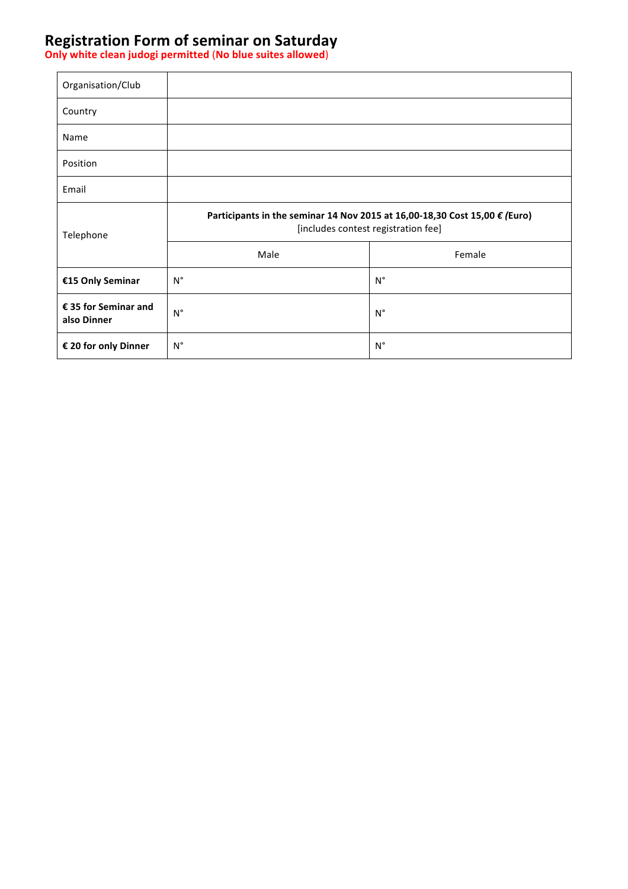# Registration Form of seminar on Saturday

**Only white clean judogi permitted (No blue suites allowed)**

| | | |
|---|---|---|
| Organisation/Club | | |
| Country | | |
| Name | | |
| Position | | |
| Email | | |
| Telephone | **Participants in the seminar 14 Nov 2015 at 16,00-18,30 Cost 15,00 € *(*Euro)** [includes contest registration fee] | |
| | Male | Female |
| **€15 Only Seminar** | N° | N° |
| **€ 35 for Seminar and also Dinner** | N° | N° |
| **€ 20 for only Dinner** | N° | N° |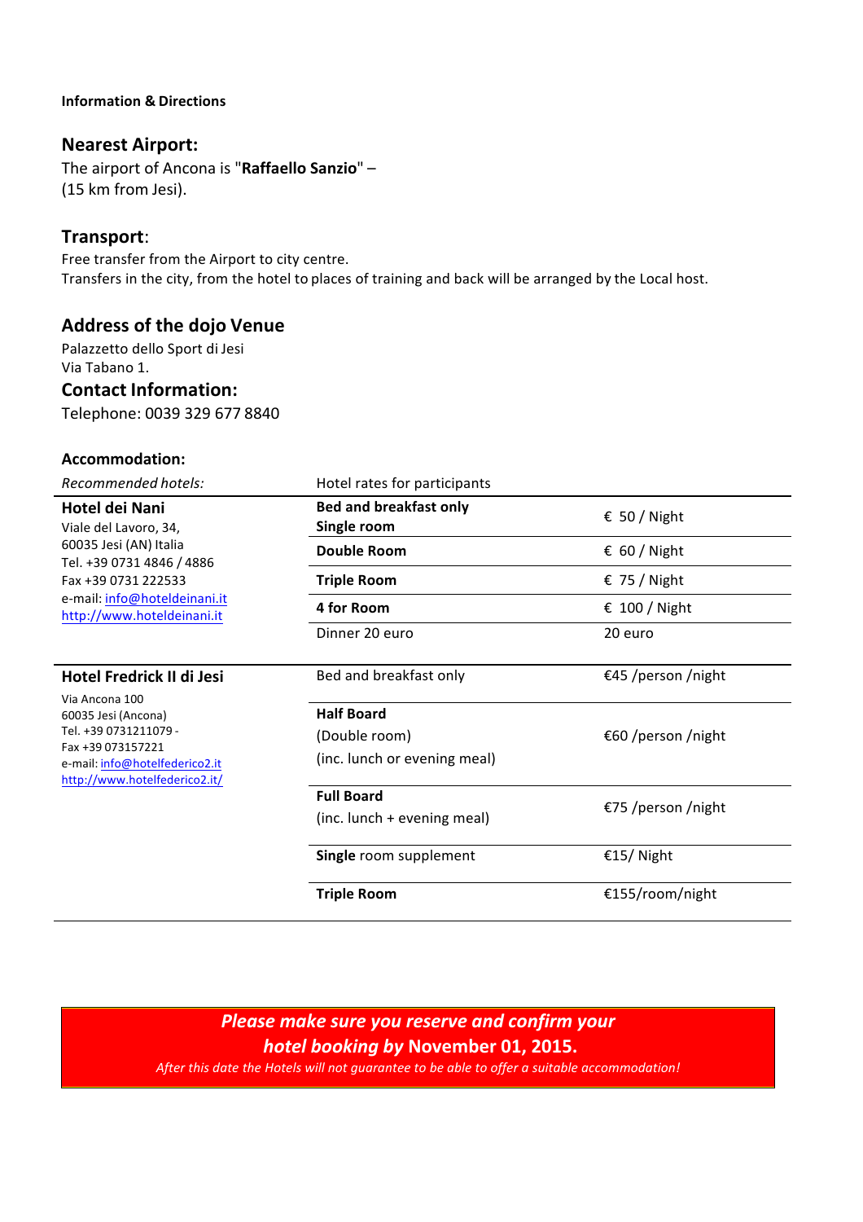**Information & Directions**

## Nearest Airport:

The airport of Ancona is "**Raffaello Sanzio**" – (15 km from Jesi).

## Transport:

Free transfer from the Airport to city centre.
Transfers in the city, from the hotel to places of training and back will be arranged by the Local host.

## Address of the dojo Venue

Palazzetto dello Sport di Jesi
Via Tabano 1.

## Contact Information:

Telephone: 0039 329 677 8840

### Accommodation:

| *Recommended hotels:* | Hotel rates for participants | |
|---|---|---|
| **Hotel dei Nani**<br>Viale del Lavoro, 34,<br>60035 Jesi (AN) Italia<br>Tel. +39 0731 4846 / 4886<br>Fax +39 0731 222533<br>e-mail: info@hoteldeinani.it<br>http://www.hoteldeinani.it | **Bed and breakfast only**<br>**Single room** | € 50 / Night |
| | **Double Room** | € 60 / Night |
| | **Triple Room** | € 75 / Night |
| | **4 for Room** | € 100 / Night |
| | Dinner 20 euro | 20 euro |
| **Hotel Fredrick II di Jesi**<br>Via Ancona 100<br>60035 Jesi (Ancona)<br>Tel. +39 0731211079 -<br>Fax +39 073157221<br>e-mail: info@hotelfederico2.it<br>http://www.hotelfederico2.it/ | Bed and breakfast only | €45 /person /night |
| | **Half Board**<br>(Double room)<br>(inc. lunch or evening meal) | €60 /person /night |
| | **Full Board**<br>(inc. lunch + evening meal) | €75 /person /night |
| | **Single** room supplement | €15/ Night |
| | **Triple Room** | €155/room/night |

***Please make sure you reserve and confirm your hotel booking by* November 01, 2015.**

*After this date the Hotels will not guarantee to be able to offer a suitable accommodation!*